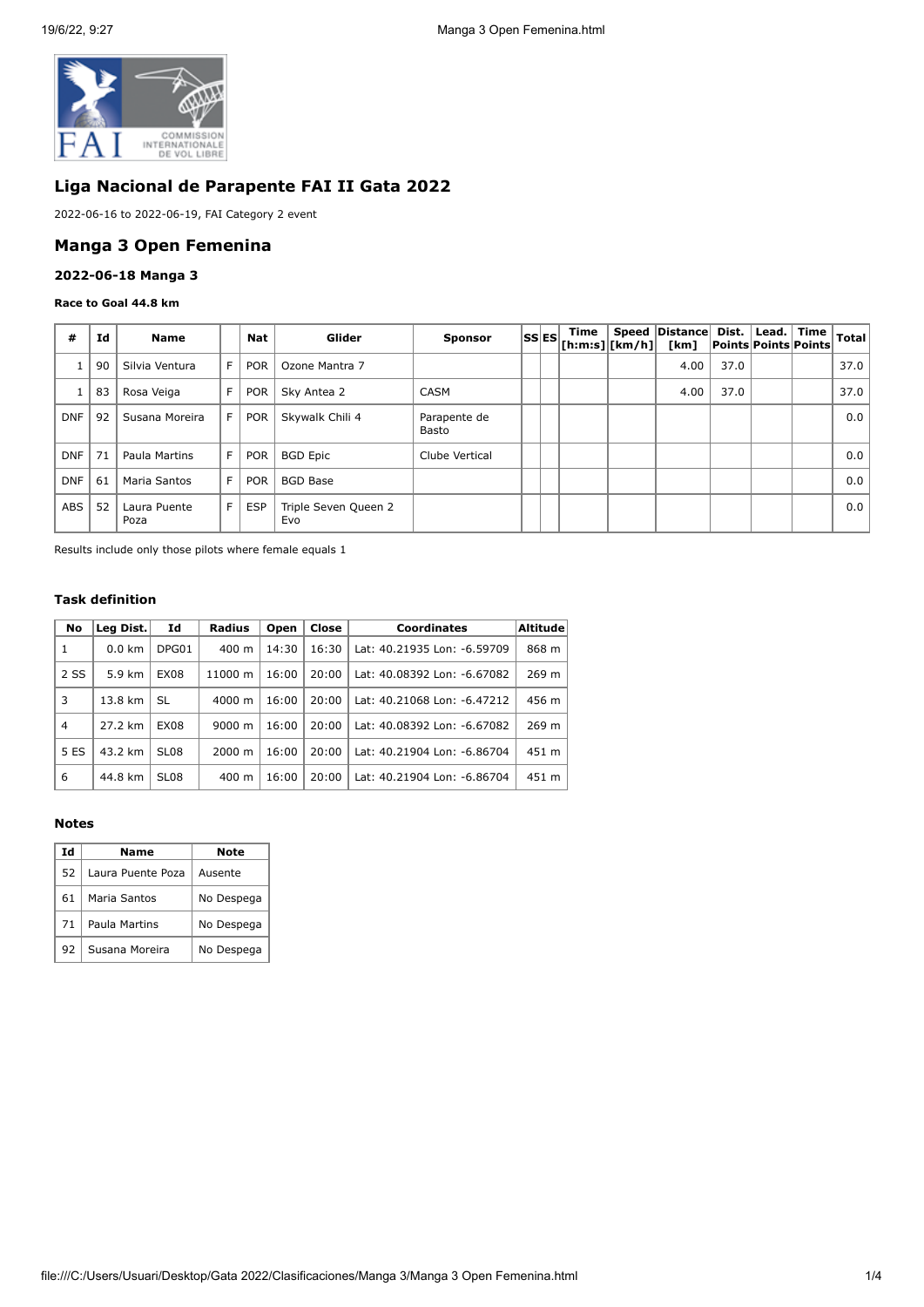## Liga Nacional de Parapente FAI II Gata 2022

2022-06-16 to 2022-06-19, FAI Category 2 event

## Manga 3 Open Femenina

### 2022-06-18 Manga 3

#### Race to Goal 44.8 km

| # | Id | Name | | Nat | Glider | Sponsor | SS | ES | Time [h:m:s] | Speed [km/h] | Distance [km] | Dist. Points | Lead. Points | Time Points | Total |
|---|---|---|---|---|---|---|---|---|---|---|---|---|---|---|---|
| 1 | 90 | Silvia Ventura | F | POR | Ozone Mantra 7 | | | | | | 4.00 | 37.0 | | | 37.0 |
| 1 | 83 | Rosa Veiga | F | POR | Sky Antea 2 | CASM | | | | | 4.00 | 37.0 | | | 37.0 |
| DNF | 92 | Susana Moreira | F | POR | Skywalk Chili 4 | Parapente de Basto | | | | | | | | | 0.0 |
| DNF | 71 | Paula Martins | F | POR | BGD Epic | Clube Vertical | | | | | | | | | 0.0 |
| DNF | 61 | Maria Santos | F | POR | BGD Base | | | | | | | | | | 0.0 |
| ABS | 52 | Laura Puente Poza | F | ESP | Triple Seven Queen 2 Evo | | | | | | | | | | 0.0 |

Results include only those pilots where female equals 1

#### Task definition

| No | Leg Dist. | Id | Radius | Open | Close | Coordinates | Altitude |
|---|---|---|---|---|---|---|---|
| 1 | 0.0 km | DPG01 | 400 m | 14:30 | 16:30 | Lat: 40.21935 Lon: -6.59709 | 868 m |
| 2 SS | 5.9 km | EX08 | 11000 m | 16:00 | 20:00 | Lat: 40.08392 Lon: -6.67082 | 269 m |
| 3 | 13.8 km | SL | 4000 m | 16:00 | 20:00 | Lat: 40.21068 Lon: -6.47212 | 456 m |
| 4 | 27.2 km | EX08 | 9000 m | 16:00 | 20:00 | Lat: 40.08392 Lon: -6.67082 | 269 m |
| 5 ES | 43.2 km | SL08 | 2000 m | 16:00 | 20:00 | Lat: 40.21904 Lon: -6.86704 | 451 m |
| 6 | 44.8 km | SL08 | 400 m | 16:00 | 20:00 | Lat: 40.21904 Lon: -6.86704 | 451 m |

#### Notes

| Id | Name | Note |
|---|---|---|
| 52 | Laura Puente Poza | Ausente |
| 61 | Maria Santos | No Despega |
| 71 | Paula Martins | No Despega |
| 92 | Susana Moreira | No Despega |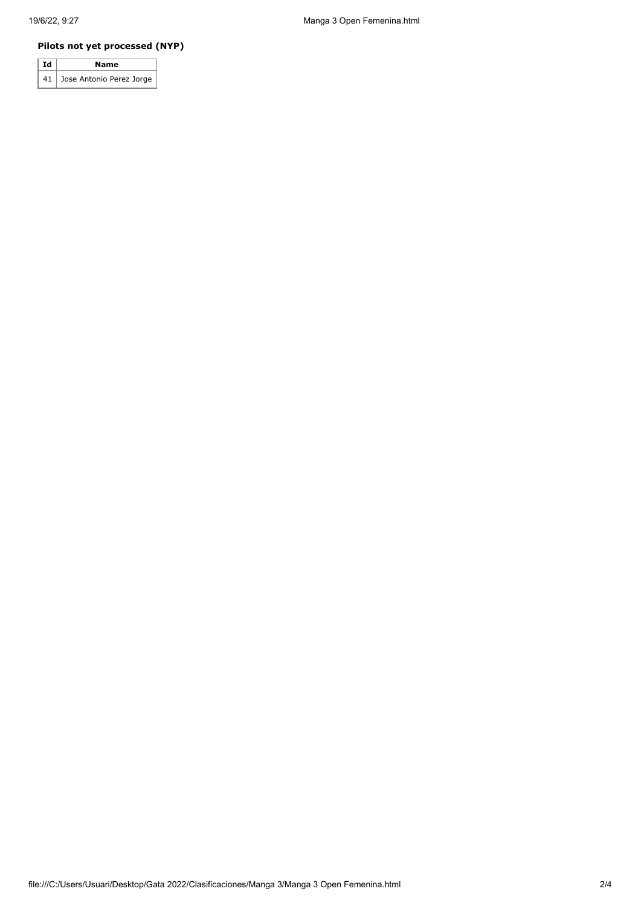**Pilots not yet processed (NYP)**

| Id | Name |
|---|---|
| 41 | Jose Antonio Perez Jorge |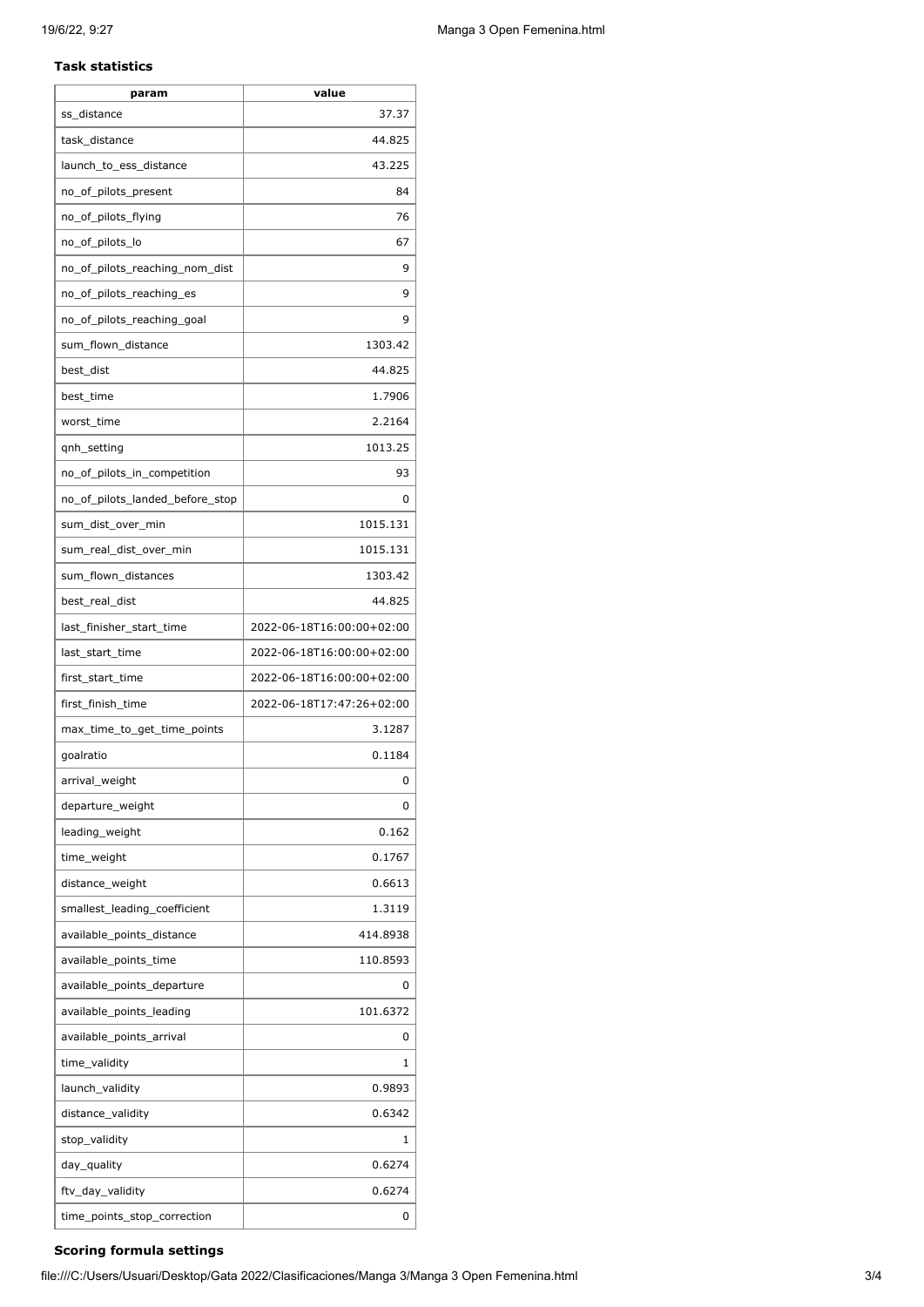**Task statistics**

| param | value |
|---|---|
| ss_distance | 37.37 |
| task_distance | 44.825 |
| launch_to_ess_distance | 43.225 |
| no_of_pilots_present | 84 |
| no_of_pilots_flying | 76 |
| no_of_pilots_lo | 67 |
| no_of_pilots_reaching_nom_dist | 9 |
| no_of_pilots_reaching_es | 9 |
| no_of_pilots_reaching_goal | 9 |
| sum_flown_distance | 1303.42 |
| best_dist | 44.825 |
| best_time | 1.7906 |
| worst_time | 2.2164 |
| qnh_setting | 1013.25 |
| no_of_pilots_in_competition | 93 |
| no_of_pilots_landed_before_stop | 0 |
| sum_dist_over_min | 1015.131 |
| sum_real_dist_over_min | 1015.131 |
| sum_flown_distances | 1303.42 |
| best_real_dist | 44.825 |
| last_finisher_start_time | 2022-06-18T16:00:00+02:00 |
| last_start_time | 2022-06-18T16:00:00+02:00 |
| first_start_time | 2022-06-18T16:00:00+02:00 |
| first_finish_time | 2022-06-18T17:47:26+02:00 |
| max_time_to_get_time_points | 3.1287 |
| goalratio | 0.1184 |
| arrival_weight | 0 |
| departure_weight | 0 |
| leading_weight | 0.162 |
| time_weight | 0.1767 |
| distance_weight | 0.6613 |
| smallest_leading_coefficient | 1.3119 |
| available_points_distance | 414.8938 |
| available_points_time | 110.8593 |
| available_points_departure | 0 |
| available_points_leading | 101.6372 |
| available_points_arrival | 0 |
| time_validity | 1 |
| launch_validity | 0.9893 |
| distance_validity | 0.6342 |
| stop_validity | 1 |
| day_quality | 0.6274 |
| ftv_day_validity | 0.6274 |
| time_points_stop_correction | 0 |

**Scoring formula settings**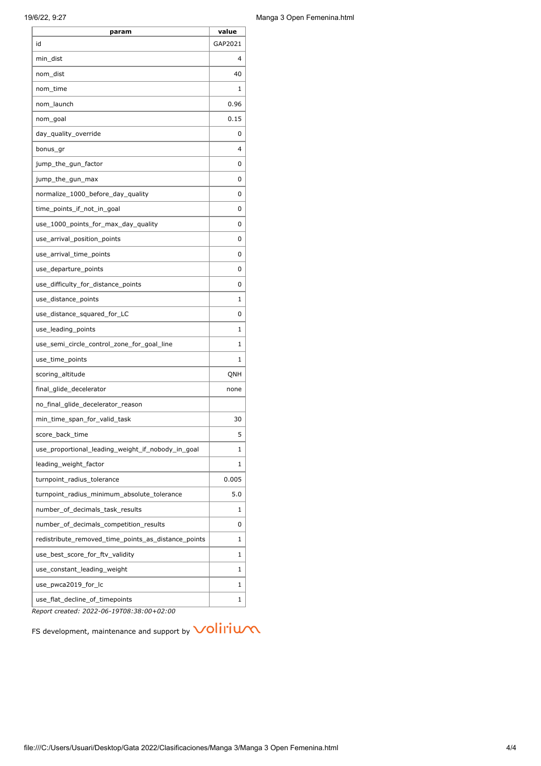| param | value |
|---|---|
| id | GAP2021 |
| min_dist | 4 |
| nom_dist | 40 |
| nom_time | 1 |
| nom_launch | 0.96 |
| nom_goal | 0.15 |
| day_quality_override | 0 |
| bonus_gr | 4 |
| jump_the_gun_factor | 0 |
| jump_the_gun_max | 0 |
| normalize_1000_before_day_quality | 0 |
| time_points_if_not_in_goal | 0 |
| use_1000_points_for_max_day_quality | 0 |
| use_arrival_position_points | 0 |
| use_arrival_time_points | 0 |
| use_departure_points | 0 |
| use_difficulty_for_distance_points | 0 |
| use_distance_points | 1 |
| use_distance_squared_for_LC | 0 |
| use_leading_points | 1 |
| use_semi_circle_control_zone_for_goal_line | 1 |
| use_time_points | 1 |
| scoring_altitude | QNH |
| final_glide_decelerator | none |
| no_final_glide_decelerator_reason | |
| min_time_span_for_valid_task | 30 |
| score_back_time | 5 |
| use_proportional_leading_weight_if_nobody_in_goal | 1 |
| leading_weight_factor | 1 |
| turnpoint_radius_tolerance | 0.005 |
| turnpoint_radius_minimum_absolute_tolerance | 5.0 |
| number_of_decimals_task_results | 1 |
| number_of_decimals_competition_results | 0 |
| redistribute_removed_time_points_as_distance_points | 1 |
| use_best_score_for_ftv_validity | 1 |
| use_constant_leading_weight | 1 |
| use_pwca2019_for_lc | 1 |
| use_flat_decline_of_timepoints | 1 |

*Report created: 2022-06-19T08:38:00+02:00*

FS development, maintenance and support by volirium